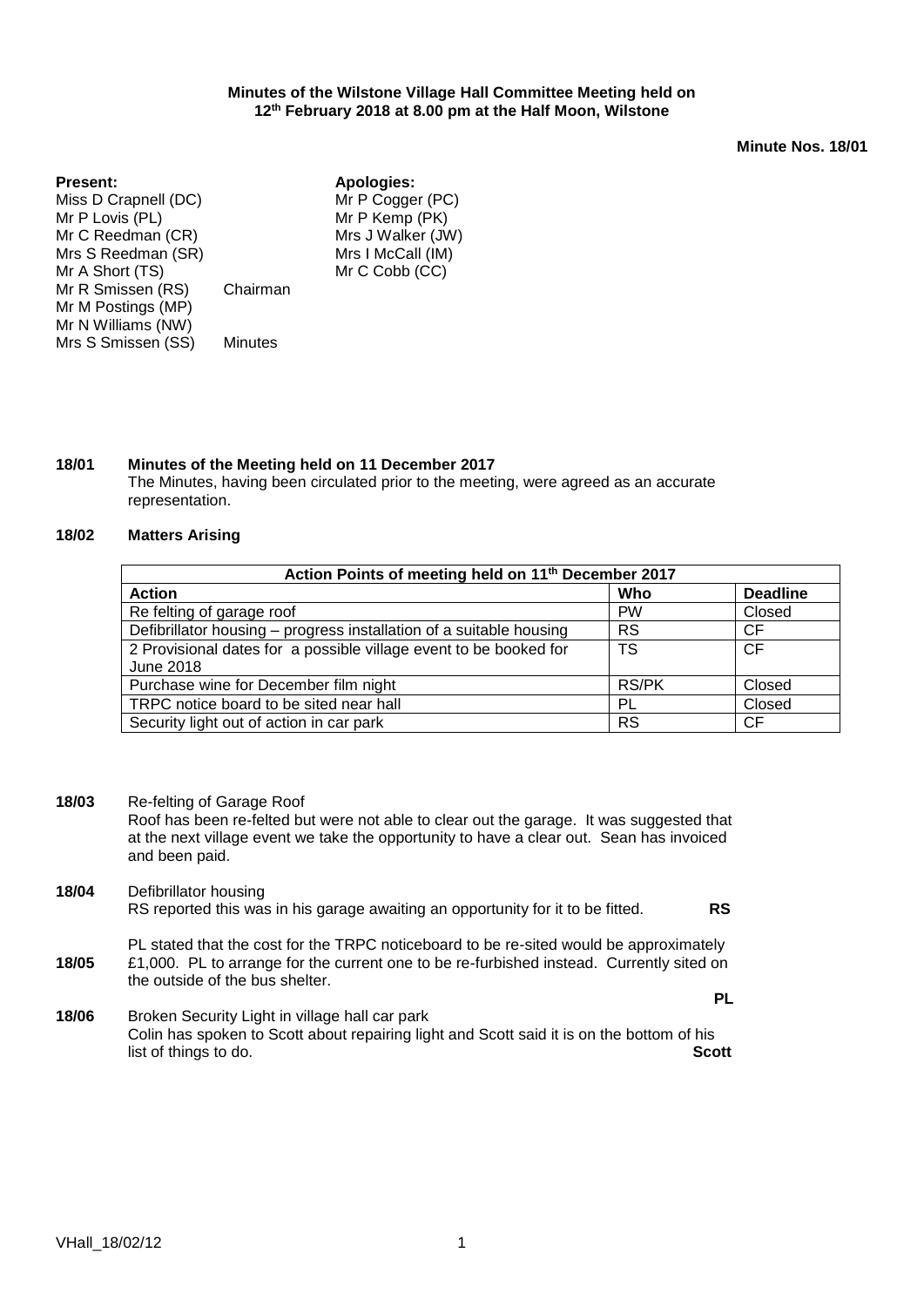**Minutes of the Wilstone Village Hall Committee Meeting held on 12th February 2018 at 8.00 pm at the Half Moon, Wilstone**

**Minute Nos. 18/01**

**Present:**
Miss D Crapnell (DC)
Mr P Lovis (PL)
Mr C Reedman (CR)
Mrs S Reedman (SR)
Mr A Short (TS)
Mr R Smissen (RS) Chairman
Mr M Postings (MP)
Mr N Williams (NW)
Mrs S Smissen (SS) Minutes

**Apologies:**
Mr P Cogger (PC)
Mr P Kemp (PK)
Mrs J Walker (JW)
Mrs I McCall (IM)
Mr C Cobb (CC)

**18/01 Minutes of the Meeting held on 11 December 2017**

The Minutes, having been circulated prior to the meeting, were agreed as an accurate representation.

**18/02 Matters Arising**

| Action Points of meeting held on 11th December 2017 | | |
|---|---|---|
| **Action** | **Who** | **Deadline** |
| Re felting of garage roof | PW | Closed |
| Defibrillator housing – progress installation of a suitable housing | RS | CF |
| 2 Provisional dates for a possible village event to be booked for June 2018 | TS | CF |
| Purchase wine for December film night | RS/PK | Closed |
| TRPC notice board to be sited near hall | PL | Closed |
| Security light out of action in car park | RS | CF |

**18/03** Re-felting of Garage Roof

Roof has been re-felted but were not able to clear out the garage. It was suggested that at the next village event we take the opportunity to have a clear out. Sean has invoiced and been paid.

**18/04** Defibrillator housing

RS reported this was in his garage awaiting an opportunity for it to be fitted. **RS**

**18/05** PL stated that the cost for the TRPC noticeboard to be re-sited would be approximately £1,000. PL to arrange for the current one to be re-furbished instead. Currently sited on the outside of the bus shelter. **PL**

**18/06** Broken Security Light in village hall car park

Colin has spoken to Scott about repairing light and Scott said it is on the bottom of his list of things to do. **Scott**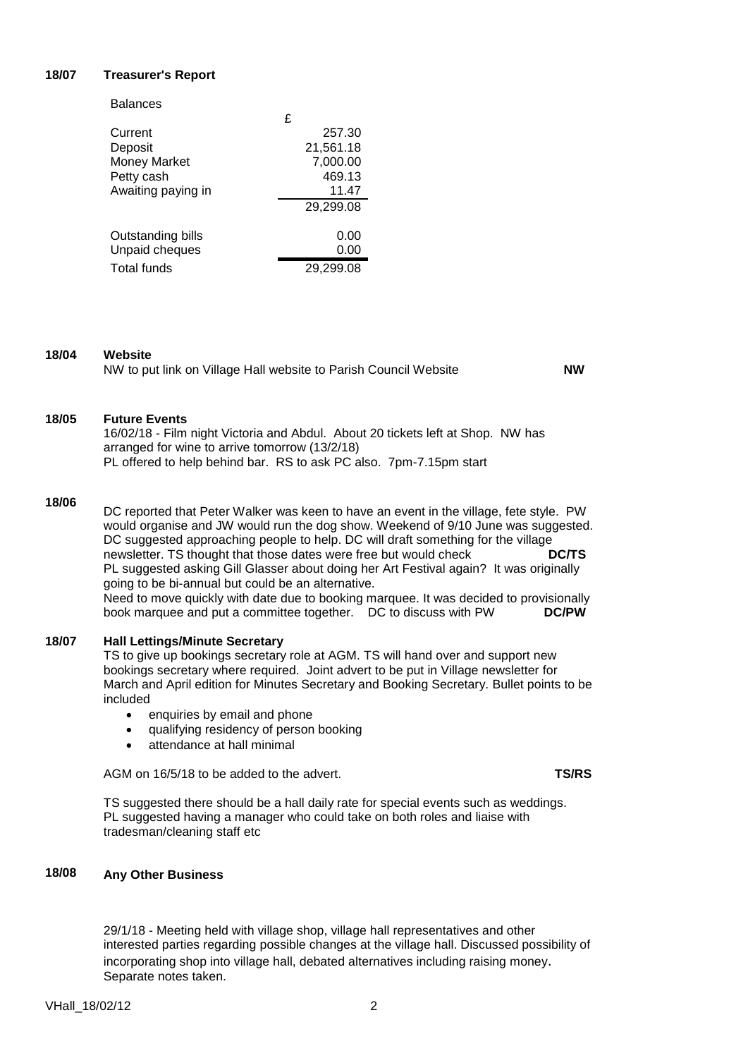**18/07 Treasurer's Report**

Balances

| | £ |
|---|---|
| Current | 257.30 |
| Deposit | 21,561.18 |
| Money Market | 7,000.00 |
| Petty cash | 469.13 |
| Awaiting paying in | 11.47 |
| | 29,299.08 |
| Outstanding bills | 0.00 |
| Unpaid cheques | 0.00 |
| Total funds | 29,299.08 |

**18/04 Website**

NW to put link on Village Hall website to Parish Council Website **NW**

**18/05 Future Events**

16/02/18 - Film night Victoria and Abdul. About 20 tickets left at Shop. NW has arranged for wine to arrive tomorrow (13/2/18)
PL offered to help behind bar. RS to ask PC also. 7pm-7.15pm start

**18/06**

DC reported that Peter Walker was keen to have an event in the village, fete style. PW would organise and JW would run the dog show. Weekend of 9/10 June was suggested. DC suggested approaching people to help. DC will draft something for the village newsletter. TS thought that those dates were free but would check **DC/TS**
PL suggested asking Gill Glasser about doing her Art Festival again? It was originally going to be bi-annual but could be an alternative.
Need to move quickly with date due to booking marquee. It was decided to provisionally book marquee and put a committee together. DC to discuss with PW **DC/PW**

**18/07 Hall Lettings/Minute Secretary**

TS to give up bookings secretary role at AGM. TS will hand over and support new bookings secretary where required. Joint advert to be put in Village newsletter for March and April edition for Minutes Secretary and Booking Secretary. Bullet points to be included

- enquiries by email and phone
- qualifying residency of person booking
- attendance at hall minimal

AGM on 16/5/18 to be added to the advert. **TS/RS**

TS suggested there should be a hall daily rate for special events such as weddings.
PL suggested having a manager who could take on both roles and liaise with tradesman/cleaning staff etc

**18/08 Any Other Business**

29/1/18 - Meeting held with village shop, village hall representatives and other interested parties regarding possible changes at the village hall. Discussed possibility of incorporating shop into village hall, debated alternatives including raising money. Separate notes taken.

VHall_18/02/12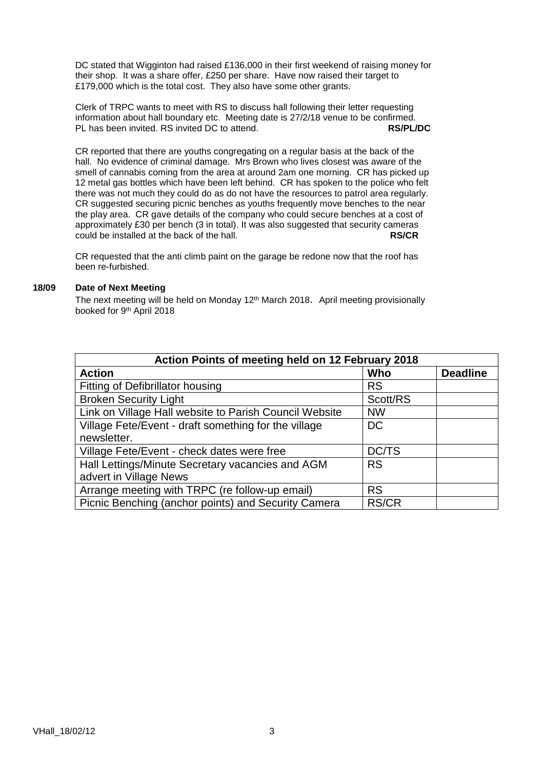DC stated that Wigginton had raised £136,000 in their first weekend of raising money for their shop. It was a share offer, £250 per share. Have now raised their target to £179,000 which is the total cost. They also have some other grants.

Clerk of TRPC wants to meet with RS to discuss hall following their letter requesting information about hall boundary etc. Meeting date is 27/2/18 venue to be confirmed. PL has been invited. RS invited DC to attend. **RS/PL/DC**

CR reported that there are youths congregating on a regular basis at the back of the hall. No evidence of criminal damage. Mrs Brown who lives closest was aware of the smell of cannabis coming from the area at around 2am one morning. CR has picked up 12 metal gas bottles which have been left behind. CR has spoken to the police who felt there was not much they could do as do not have the resources to patrol area regularly. CR suggested securing picnic benches as youths frequently move benches to the near the play area. CR gave details of the company who could secure benches at a cost of approximately £30 per bench (3 in total). It was also suggested that security cameras could be installed at the back of the hall. **RS/CR**

CR requested that the anti climb paint on the garage be redone now that the roof has been re-furbished.

**18/09 Date of Next Meeting**

The next meeting will be held on Monday 12th March 2018. April meeting provisionally booked for 9th April 2018

| Action Points of meeting held on 12 February 2018 | | |
|---|---|---|
| **Action** | **Who** | **Deadline** |
| Fitting of Defibrillator housing | RS | |
| Broken Security Light | Scott/RS | |
| Link on Village Hall website to Parish Council Website | NW | |
| Village Fete/Event - draft something for the village newsletter. | DC | |
| Village Fete/Event - check dates were free | DC/TS | |
| Hall Lettings/Minute Secretary vacancies and AGM advert in Village News | RS | |
| Arrange meeting with TRPC (re follow-up email) | RS | |
| Picnic Benching (anchor points) and Security Camera | RS/CR | |